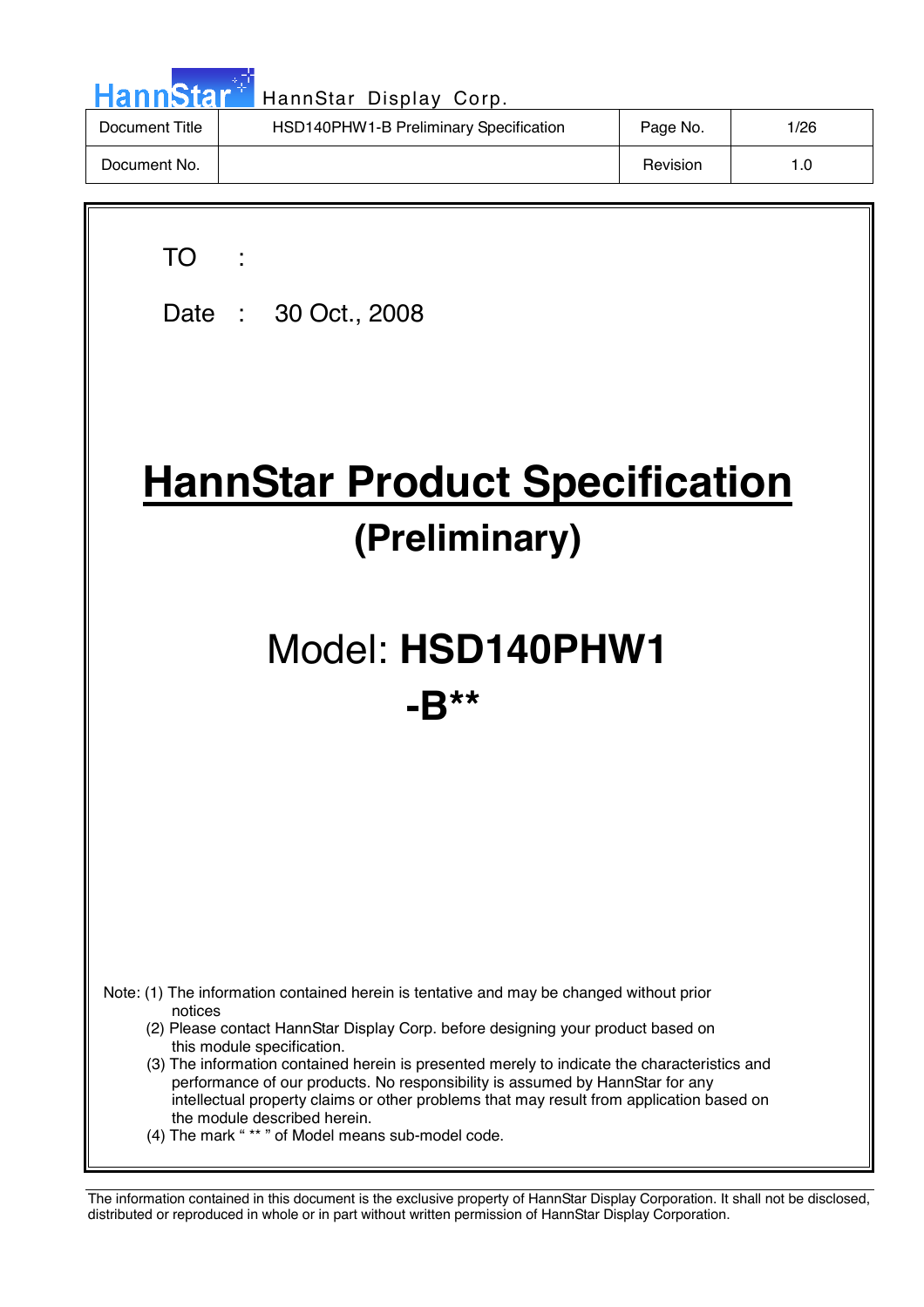HannStar Display Corp.

| Document Title | HSD140PHW1-B Preliminary Specification | Page No. | 1/26 |
| --- | --- | --- | --- |
| Document No. | | Revision | 1.0 |

TO :

Date : 30 Oct., 2008

# HannStar Product Specification

## (Preliminary)

## Model: **HSD140PHW1**

## **-B**\*\***

Note: (1) The information contained herein is tentative and may be changed without prior notices

(2) Please contact HannStar Display Corp. before designing your product based on this module specification.

(3) The information contained herein is presented merely to indicate the characteristics and performance of our products. No responsibility is assumed by HannStar for any intellectual property claims or other problems that may result from application based on the module described herein.

(4) The mark " ** " of Model means sub-model code.

The information contained in this document is the exclusive property of HannStar Display Corporation. It shall not be disclosed, distributed or reproduced in whole or in part without written permission of HannStar Display Corporation.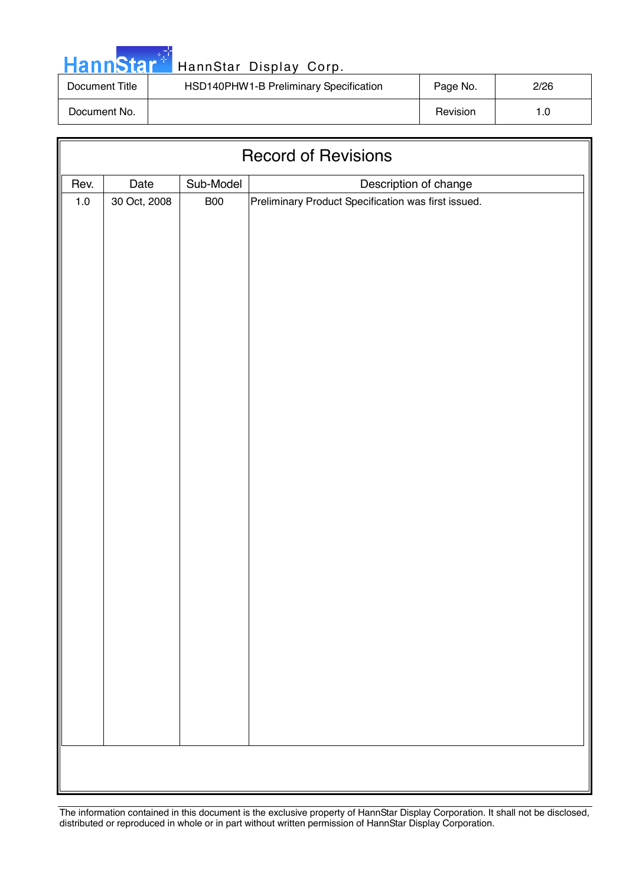# Record of Revisions

| Rev. | Date | Sub-Model | Description of change |
|---|---|---|---|
| 1.0 | 30 Oct, 2008 | B00 | Preliminary Product Specification was first issued. |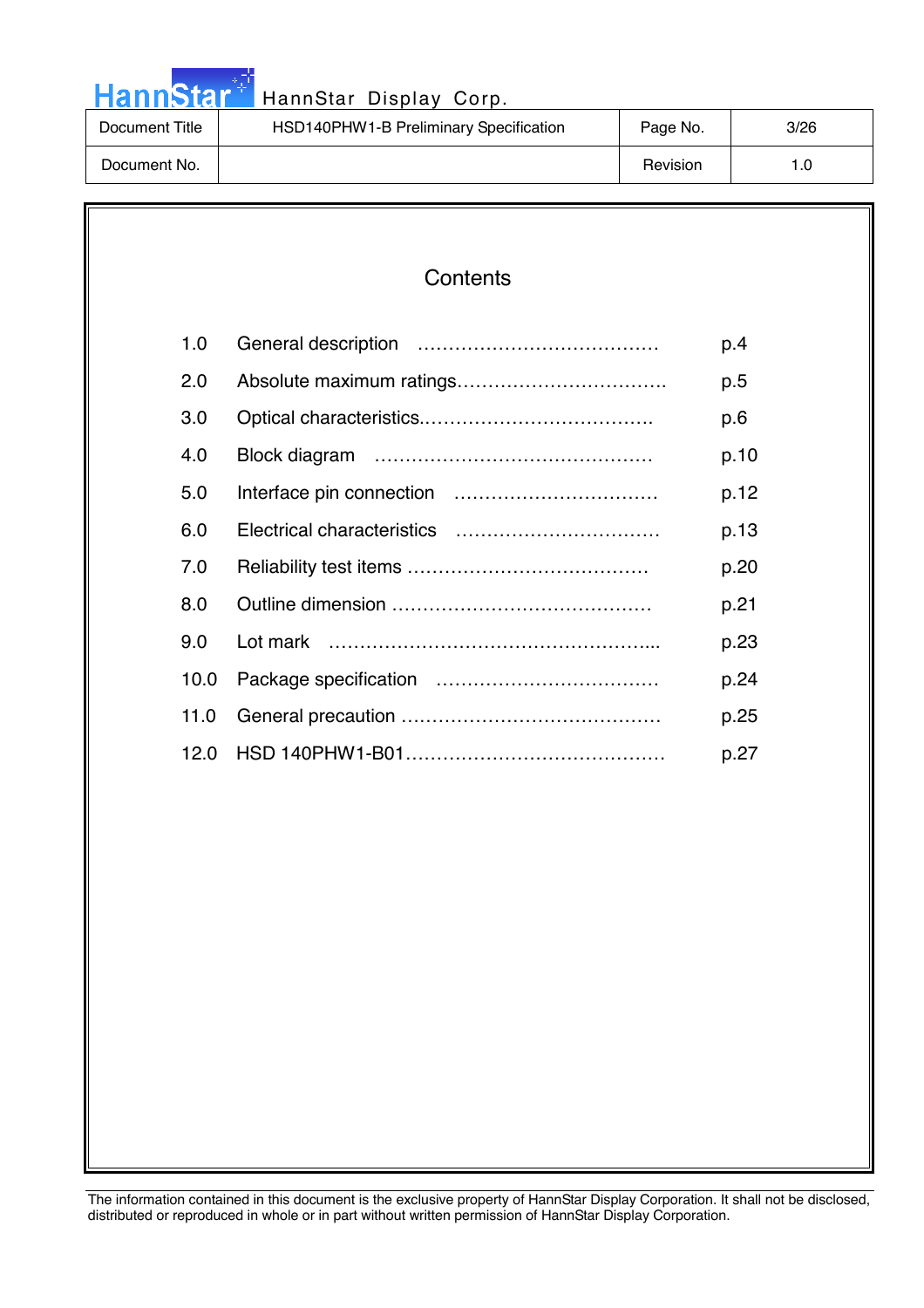# Contents

| | | |
|---|---|---|
| 1.0 | General description ………………………………… | p.4 |
| 2.0 | Absolute maximum ratings……………………………. | p.5 |
| 3.0 | Optical characteristics………………………………. | p.6 |
| 4.0 | Block diagram ……………………………………… | p.10 |
| 5.0 | Interface pin connection …………………………… | p.12 |
| 6.0 | Electrical characteristics …………………………… | p.13 |
| 7.0 | Reliability test items ………………………………… | p.20 |
| 8.0 | Outline dimension …………………………………… | p.21 |
| 9.0 | Lot mark …………………………………………….... | p.23 |
| 10.0 | Package specification ……………………………… | p.24 |
| 11.0 | General precaution …………………………………… | p.25 |
| 12.0 | HSD 140PHW1-B01…………………………………… | p.27 |

The information contained in this document is the exclusive property of HannStar Display Corporation. It shall not be disclosed, distributed or reproduced in whole or in part without written permission of HannStar Display Corporation.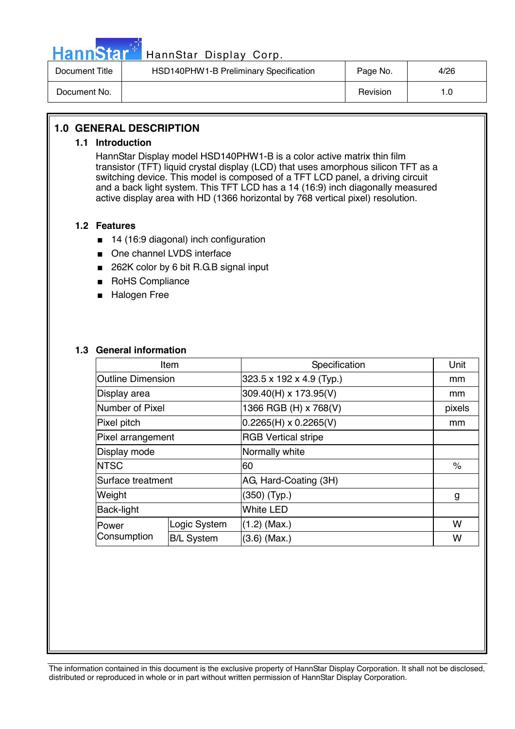# 1.0 GENERAL DESCRIPTION

## 1.1 Introduction

HannStar Display model HSD140PHW1-B is a color active matrix thin film transistor (TFT) liquid crystal display (LCD) that uses amorphous silicon TFT as a switching device. This model is composed of a TFT LCD panel, a driving circuit and a back light system. This TFT LCD has a 14 (16:9) inch diagonally measured active display area with HD (1366 horizontal by 768 vertical pixel) resolution.

## 1.2 Features

- 14 (16:9 diagonal) inch configuration
- One channel LVDS interface
- 262K color by 6 bit R.G.B signal input
- RoHS Compliance
- Halogen Free

## 1.3 General information

| Item | | Specification | Unit |
|---|---|---|---|
| Outline Dimension | | 323.5 x 192 x 4.9 (Typ.) | mm |
| Display area | | 309.40(H) x 173.95(V) | mm |
| Number of Pixel | | 1366 RGB (H) x 768(V) | pixels |
| Pixel pitch | | 0.2265(H) x 0.2265(V) | mm |
| Pixel arrangement | | RGB Vertical stripe | |
| Display mode | | Normally white | |
| NTSC | | 60 | % |
| Surface treatment | | AG, Hard-Coating (3H) | |
| Weight | | (350) (Typ.) | g |
| Back-light | | White LED | |
| Power Consumption | Logic System | (1.2) (Max.) | W |
| | B/L System | (3.6) (Max.) | W |

The information contained in this document is the exclusive property of HannStar Display Corporation. It shall not be disclosed, distributed or reproduced in whole or in part without written permission of HannStar Display Corporation.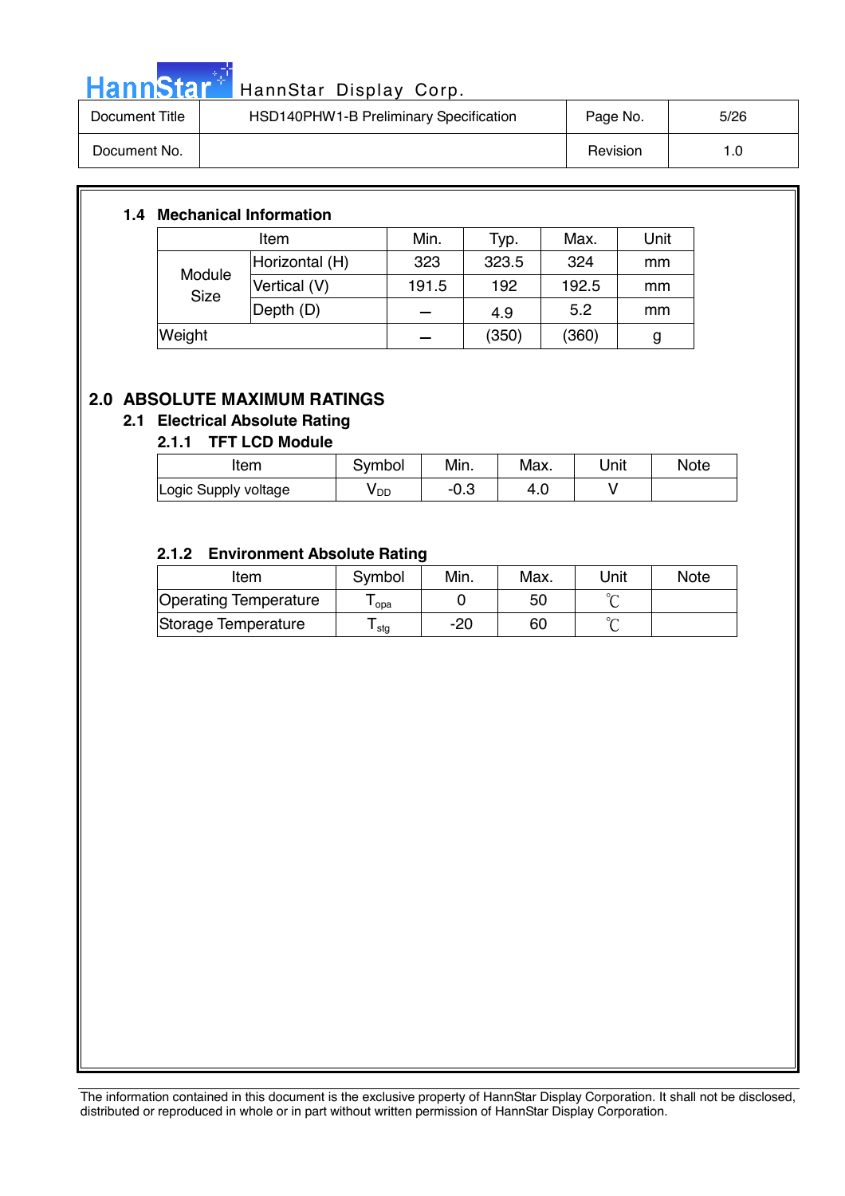### 1.4 Mechanical Information

| Item | | Min. | Typ. | Max. | Unit |
|---|---|---|---|---|---|
| Module Size | Horizontal (H) | 323 | 323.5 | 324 | mm |
| | Vertical (V) | 191.5 | 192 | 192.5 | mm |
| | Depth (D) | – | 4.9 | 5.2 | mm |
| Weight | | – | (350) | (360) | g |

## 2.0 ABSOLUTE MAXIMUM RATINGS

### 2.1 Electrical Absolute Rating

#### 2.1.1 TFT LCD Module

| Item | Symbol | Min. | Max. | Unit | Note |
|---|---|---|---|---|---|
| Logic Supply voltage | $V_{DD}$ | -0.3 | 4.0 | V | |

#### 2.1.2 Environment Absolute Rating

| Item | Symbol | Min. | Max. | Unit | Note |
|---|---|---|---|---|---|
| Operating Temperature | $T_{opa}$ | 0 | 50 | ℃ | |
| Storage Temperature | $T_{stg}$ | -20 | 60 | ℃ | |

The information contained in this document is the exclusive property of HannStar Display Corporation. It shall not be disclosed, distributed or reproduced in whole or in part without written permission of HannStar Display Corporation.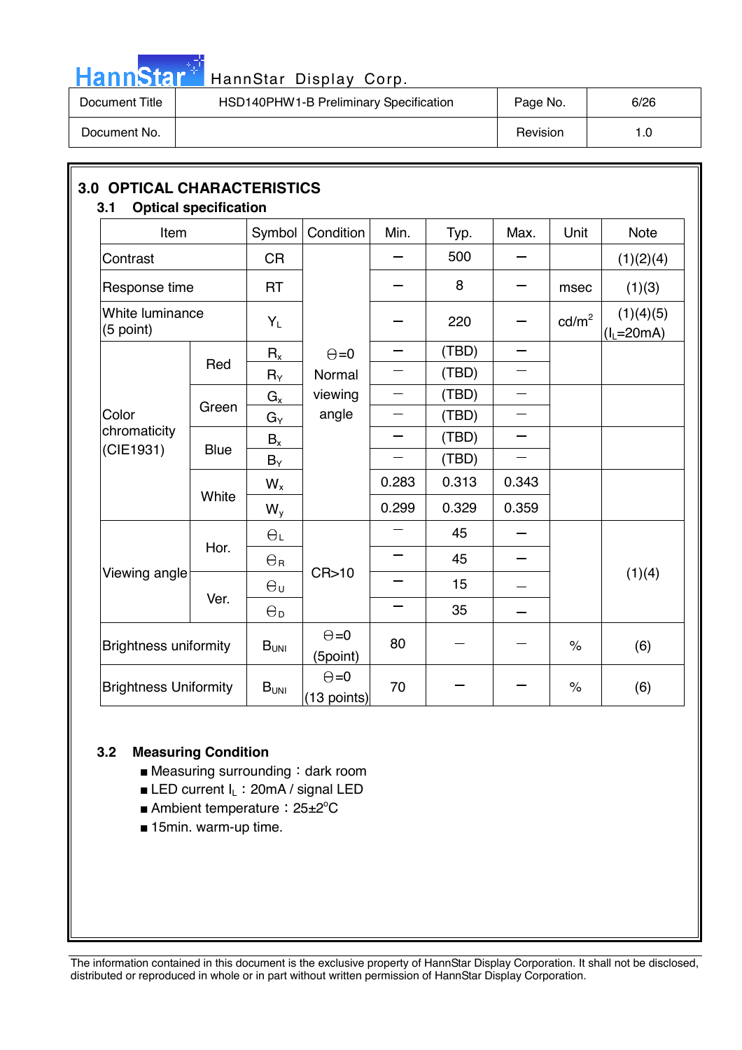## 3.0 OPTICAL CHARACTERISTICS

### 3.1 Optical specification

| Item | | Symbol | Condition | Min. | Typ. | Max. | Unit | Note |
|---|---|---|---|---|---|---|---|---|
| Contrast | | CR | θ=0 Normal viewing angle | – | 500 | – | | (1)(2)(4) |
| Response time | | RT | | – | 8 | – | msec | (1)(3) |
| White luminance (5 point) | | $Y_L$ | | – | 220 | – | cd/m$^2$ | (1)(4)(5) ($I_L$=20mA) |
| Color chromaticity (CIE1931) | Red | $R_x$ | | – | (TBD) | – | | |
| | | $R_Y$ | | – | (TBD) | – | | |
| | Green | $G_x$ | | – | (TBD) | – | | |
| | | $G_Y$ | | – | (TBD) | – | | |
| | Blue | $B_x$ | | – | (TBD) | – | | |
| | | $B_Y$ | | – | (TBD) | – | | |
| | White | $W_x$ | | 0.283 | 0.313 | 0.343 | | |
| | | $W_y$ | | 0.299 | 0.329 | 0.359 | | |
| Viewing angle | Hor. | $\theta_L$ | CR>10 | – | 45 | – | | (1)(4) |
| | | $\theta_R$ | | – | 45 | – | | |
| | Ver. | $\theta_U$ | | – | 15 | – | | |
| | | $\theta_D$ | | – | 35 | – | | |
| Brightness uniformity | | $B_{UNI}$ | θ=0 (5point) | 80 | – | – | % | (6) |
| Brightness Uniformity | | $B_{UNI}$ | θ=0 (13 points) | 70 | – | – | % | (6) |

### 3.2 Measuring Condition

- Measuring surrounding：dark room
- LED current $I_L$：20mA / signal LED
- Ambient temperature：25±2°C
- 15min. warm-up time.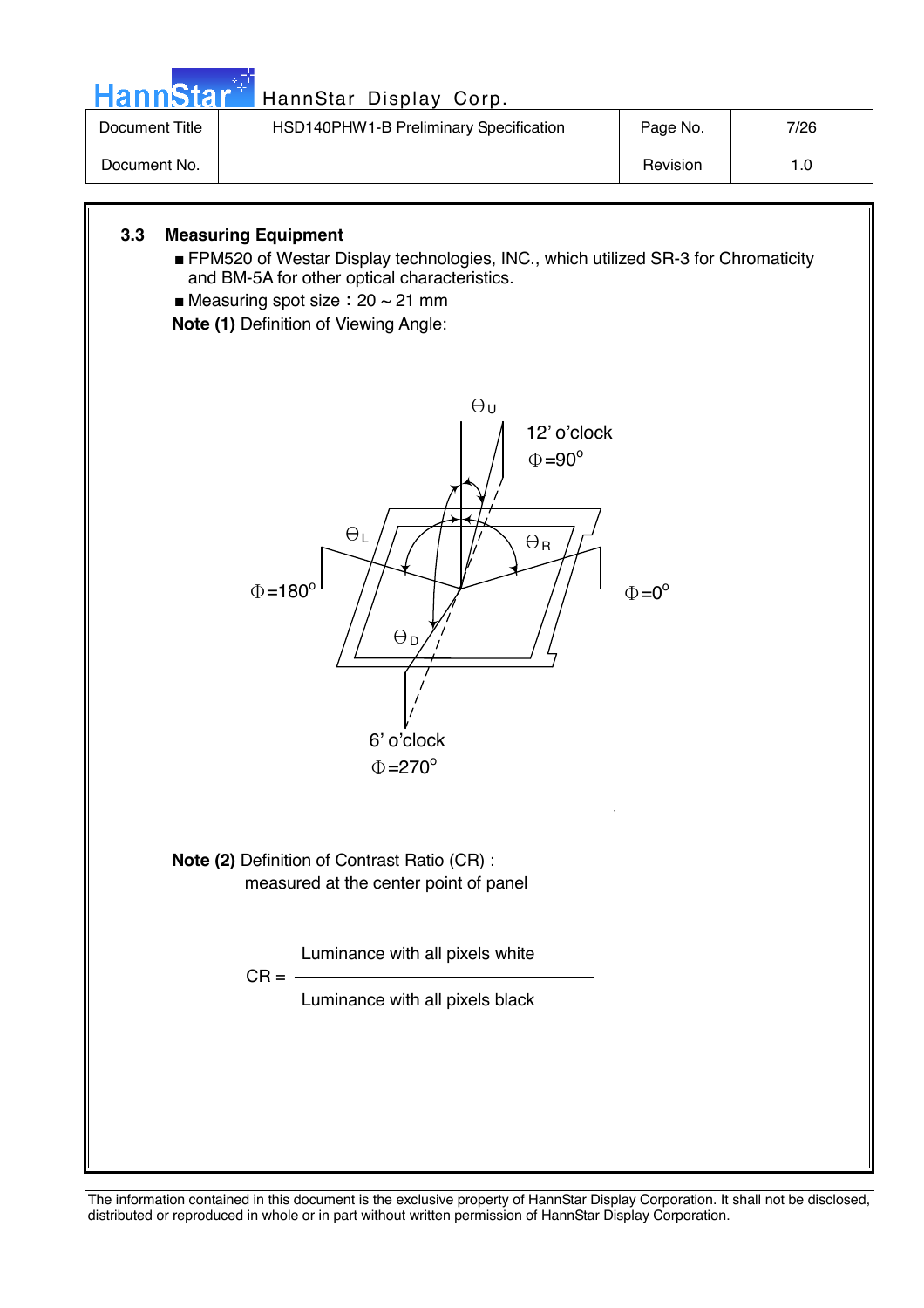### 3.3 Measuring Equipment

- FPM520 of Westar Display technologies, INC., which utilized SR-3 for Chromaticity and BM-5A for other optical characteristics.
- Measuring spot size：20 ~ 21 mm

**Note (1)** Definition of Viewing Angle:

**Note (2)** Definition of Contrast Ratio (CR) :
measured at the center point of panel

$$CR = \frac{\text{Luminance with all pixels white}}{\text{Luminance with all pixels black}}$$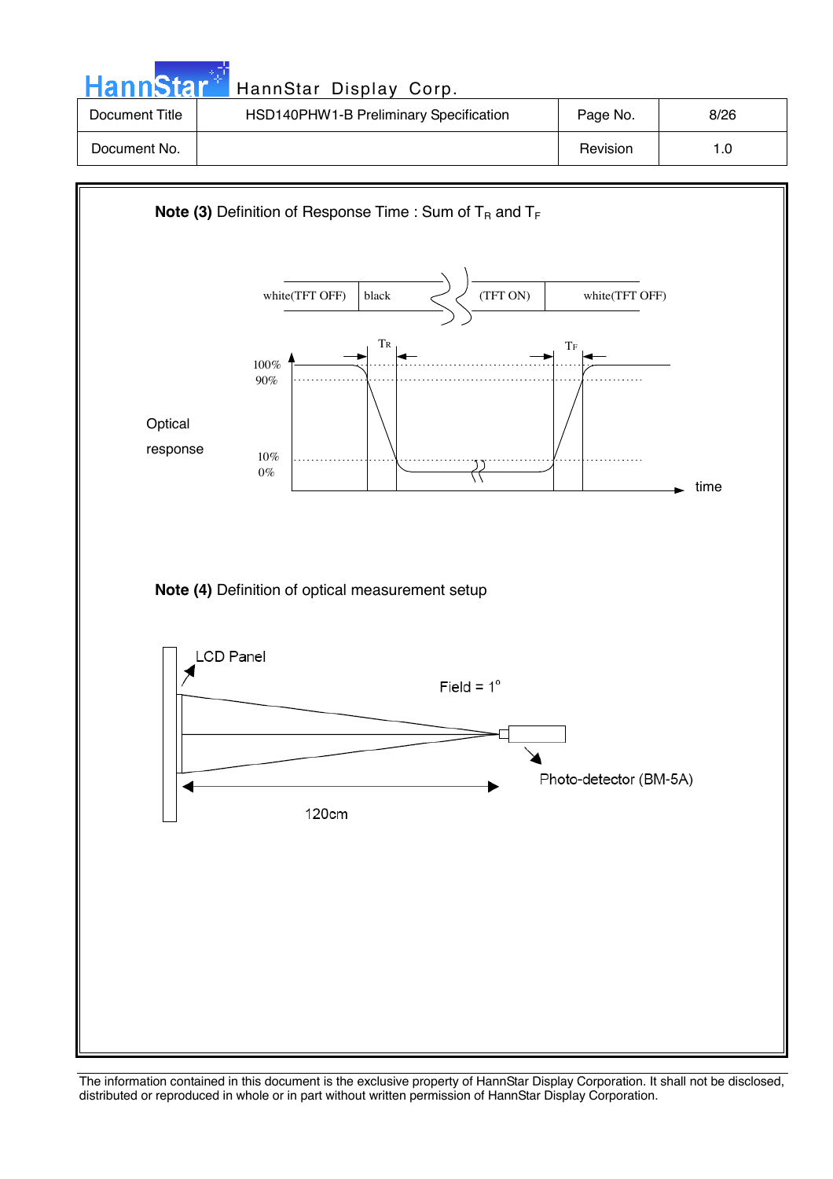**Note (3)** Definition of Response Time : Sum of $T_R$ and $T_F$

white(TFT OFF) | black | (TFT ON) | white(TFT OFF)

Optical response

100%
90%
10%
0%

$T_R$ $T_F$

time

**Note (4)** Definition of optical measurement setup

LCD Panel

Field = 1°

Photo-detector (BM-5A)

120cm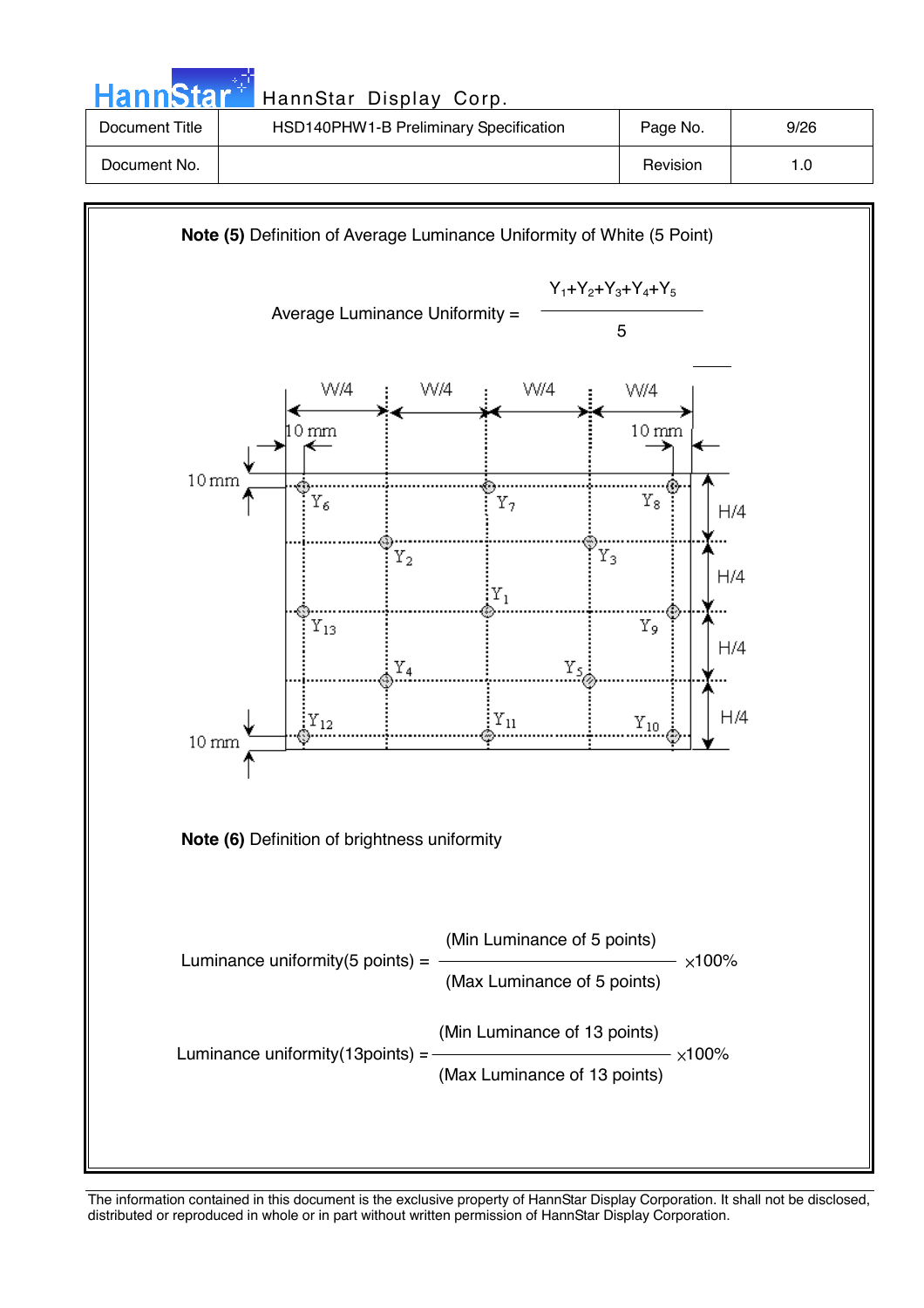**Note (5)** Definition of Average Luminance Uniformity of White (5 Point)

$$\text{Average Luminance Uniformity} = \frac{Y_1+Y_2+Y_3+Y_4+Y_5}{5}$$

**Note (6)** Definition of brightness uniformity

$$\text{Luminance uniformity(5 points)} = \frac{\text{(Min Luminance of 5 points)}}{\text{(Max Luminance of 5 points)}} \times 100\%$$

$$\text{Luminance uniformity(13points)} = \frac{\text{(Min Luminance of 13 points)}}{\text{(Max Luminance of 13 points)}} \times 100\%$$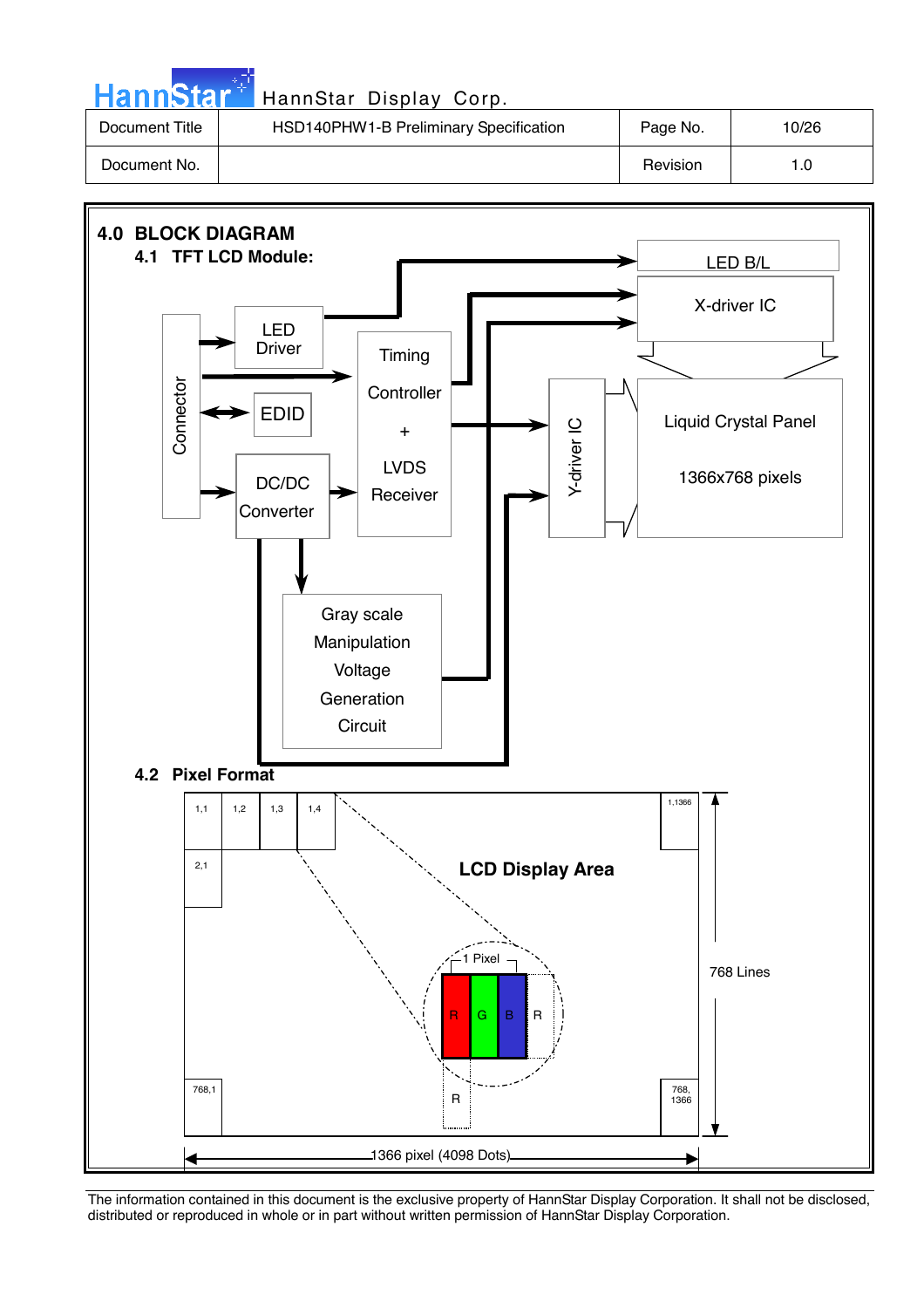## 4.0 BLOCK DIAGRAM

### 4.1 TFT LCD Module:

Connector

LED Driver

EDID

DC/DC Converter

Timing Controller + LVDS Receiver

Gray scale Manipulation Voltage Generation Circuit

LED B/L

X-driver IC

Y-driver IC

Liquid Crystal Panel

1366x768 pixels

### 4.2 Pixel Format

LCD Display Area

1,1 | 1,2 | 1,3 | 1,4 | 1,1366

2,1

768,1 | 768, 1366

1 Pixel

R G B R

R

768 Lines

1366 pixel (4098 Dots)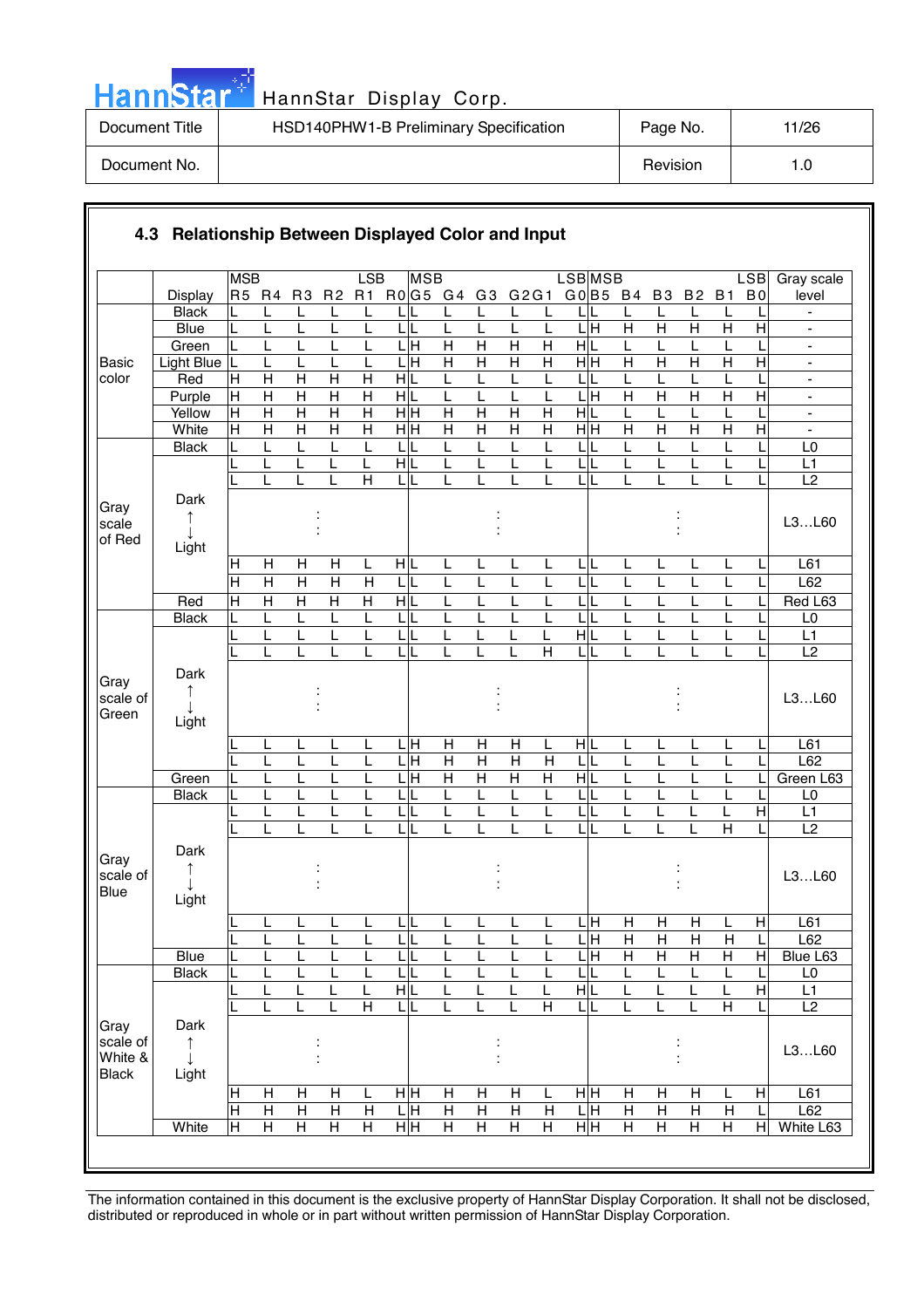## 4.3 Relationship Between Displayed Color and Input

|  | Display | R5 (MSB) | R4 | R3 | R2 | R1 | R0 (LSB) | G5 (MSB) | G4 | G3 | G2 | G1 | G0 (LSB) | B5 (MSB) | B4 | B3 | B2 | B1 | B0 (LSB) | Gray scale level |
|---|---|---|---|---|---|---|---|---|---|---|---|---|---|---|---|---|---|---|---|---|
| Basic color | Black | L | L | L | L | L | L | L | L | L | L | L | L | L | L | L | L | L | L | - |
|  | Blue | L | L | L | L | L | L | L | L | L | L | L | L | H | H | H | H | H | H | - |
|  | Green | L | L | L | L | L | L | H | H | H | H | H | H | L | L | L | L | L | L | - |
|  | Light Blue | L | L | L | L | L | L | H | H | H | H | H | H | H | H | H | H | H | H | - |
|  | Red | H | H | H | H | H | H | L | L | L | L | L | L | L | L | L | L | L | L | - |
|  | Purple | H | H | H | H | H | H | L | L | L | L | L | L | H | H | H | H | H | H | - |
|  | Yellow | H | H | H | H | H | H | H | H | H | H | H | H | L | L | L | L | L | L | - |
|  | White | H | H | H | H | H | H | H | H | H | H | H | H | H | H | H | H | H | H | - |
| Gray scale of Red | Black | L | L | L | L | L | L | L | L | L | L | L | L | L | L | L | L | L | L | L0 |
|  |  | L | L | L | L | L | H | L | L | L | L | L | L | L | L | L | L | L | L | L1 |
|  |  | L | L | L | L | H | L | L | L | L | L | L | L | L | L | L | L | L | L | L2 |
|  | Dark ↑ ↓ Light |  |  | : |  |  |  |  |  | : |  |  |  |  |  | : |  |  |  | L3…L60 |
|  |  | H | H | H | H | L | H | L | L | L | L | L | L | L | L | L | L | L | L | L61 |
|  |  | H | H | H | H | H | L | L | L | L | L | L | L | L | L | L | L | L | L | L62 |
|  | Red | H | H | H | H | H | H | L | L | L | L | L | L | L | L | L | L | L | L | Red L63 |
| Gray scale of Green | Black | L | L | L | L | L | L | L | L | L | L | L | L | L | L | L | L | L | L | L0 |
|  |  | L | L | L | L | L | L | L | L | L | L | L | H | L | L | L | L | L | L | L1 |
|  |  | L | L | L | L | L | L | L | L | L | L | H | L | L | L | L | L | L | L | L2 |
|  | Dark ↑ ↓ Light |  |  | : |  |  |  |  |  | : |  |  |  |  |  | : |  |  |  | L3…L60 |
|  |  | L | L | L | L | L | L | H | H | H | H | L | H | L | L | L | L | L | L | L61 |
|  |  | L | L | L | L | L | L | H | H | H | H | H | L | L | L | L | L | L | L | L62 |
|  | Green | L | L | L | L | L | L | H | H | H | H | H | H | L | L | L | L | L | L | Green L63 |
| Gray scale of Blue | Black | L | L | L | L | L | L | L | L | L | L | L | L | L | L | L | L | L | L | L0 |
|  |  | L | L | L | L | L | L | L | L | L | L | L | L | L | L | L | L | L | H | L1 |
|  |  | L | L | L | L | L | L | L | L | L | L | L | L | L | L | L | L | H | L | L2 |
|  | Dark ↑ ↓ Light |  |  | : |  |  |  |  |  | : |  |  |  |  |  | : |  |  |  | L3…L60 |
|  |  | L | L | L | L | L | L | L | L | L | L | L | L | H | H | H | H | L | H | L61 |
|  |  | L | L | L | L | L | L | L | L | L | L | L | L | H | H | H | H | H | L | L62 |
|  | Blue | L | L | L | L | L | L | L | L | L | L | L | L | H | H | H | H | H | H | Blue L63 |
| Gray scale of White & Black | Black | L | L | L | L | L | L | L | L | L | L | L | L | L | L | L | L | L | L | L0 |
|  |  | L | L | L | L | L | H | L | L | L | L | L | H | L | L | L | L | L | H | L1 |
|  |  | L | L | L | L | H | L | L | L | L | L | H | L | L | L | L | L | H | L | L2 |
|  | Dark ↑ ↓ Light |  |  | : |  |  |  |  |  | : |  |  |  |  |  | : |  |  |  | L3…L60 |
|  |  | H | H | H | H | L | H | H | H | H | H | L | H | H | H | H | H | L | H | L61 |
|  |  | H | H | H | H | H | L | H | H | H | H | H | L | H | H | H | H | H | L | L62 |
|  | White | H | H | H | H | H | H | H | H | H | H | H | H | H | H | H | H | H | H | White L63 |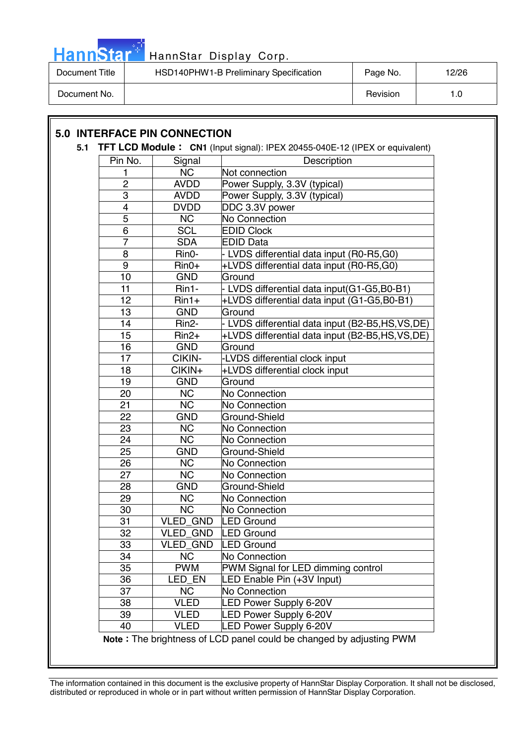## 5.0 INTERFACE PIN CONNECTION

**5.1 TFT LCD Module：** **CN1** (Input signal): IPEX 20455-040E-12 (IPEX or equivalent)

| Pin No. | Signal | Description |
|---|---|---|
| 1 | NC | Not connection |
| 2 | AVDD | Power Supply, 3.3V (typical) |
| 3 | AVDD | Power Supply, 3.3V (typical) |
| 4 | DVDD | DDC 3.3V power |
| 5 | NC | No Connection |
| 6 | SCL | EDID Clock |
| 7 | SDA | EDID Data |
| 8 | Rin0- | - LVDS differential data input (R0-R5,G0) |
| 9 | Rin0+ | +LVDS differential data input (R0-R5,G0) |
| 10 | GND | Ground |
| 11 | Rin1- | - LVDS differential data input(G1-G5,B0-B1) |
| 12 | Rin1+ | +LVDS differential data input (G1-G5,B0-B1) |
| 13 | GND | Ground |
| 14 | Rin2- | - LVDS differential data input (B2-B5,HS,VS,DE) |
| 15 | Rin2+ | +LVDS differential data input (B2-B5,HS,VS,DE) |
| 16 | GND | Ground |
| 17 | CIKIN- | -LVDS differential clock input |
| 18 | CIKIN+ | +LVDS differential clock input |
| 19 | GND | Ground |
| 20 | NC | No Connection |
| 21 | NC | No Connection |
| 22 | GND | Ground-Shield |
| 23 | NC | No Connection |
| 24 | NC | No Connection |
| 25 | GND | Ground-Shield |
| 26 | NC | No Connection |
| 27 | NC | No Connection |
| 28 | GND | Ground-Shield |
| 29 | NC | No Connection |
| 30 | NC | No Connection |
| 31 | VLED_GND | LED Ground |
| 32 | VLED_GND | LED Ground |
| 33 | VLED_GND | LED Ground |
| 34 | NC | No Connection |
| 35 | PWM | PWM Signal for LED dimming control |
| 36 | LED_EN | LED Enable Pin (+3V Input) |
| 37 | NC | No Connection |
| 38 | VLED | LED Power Supply 6-20V |
| 39 | VLED | LED Power Supply 6-20V |
| 40 | VLED | LED Power Supply 6-20V |

**Note：** The brightness of LCD panel could be changed by adjusting PWM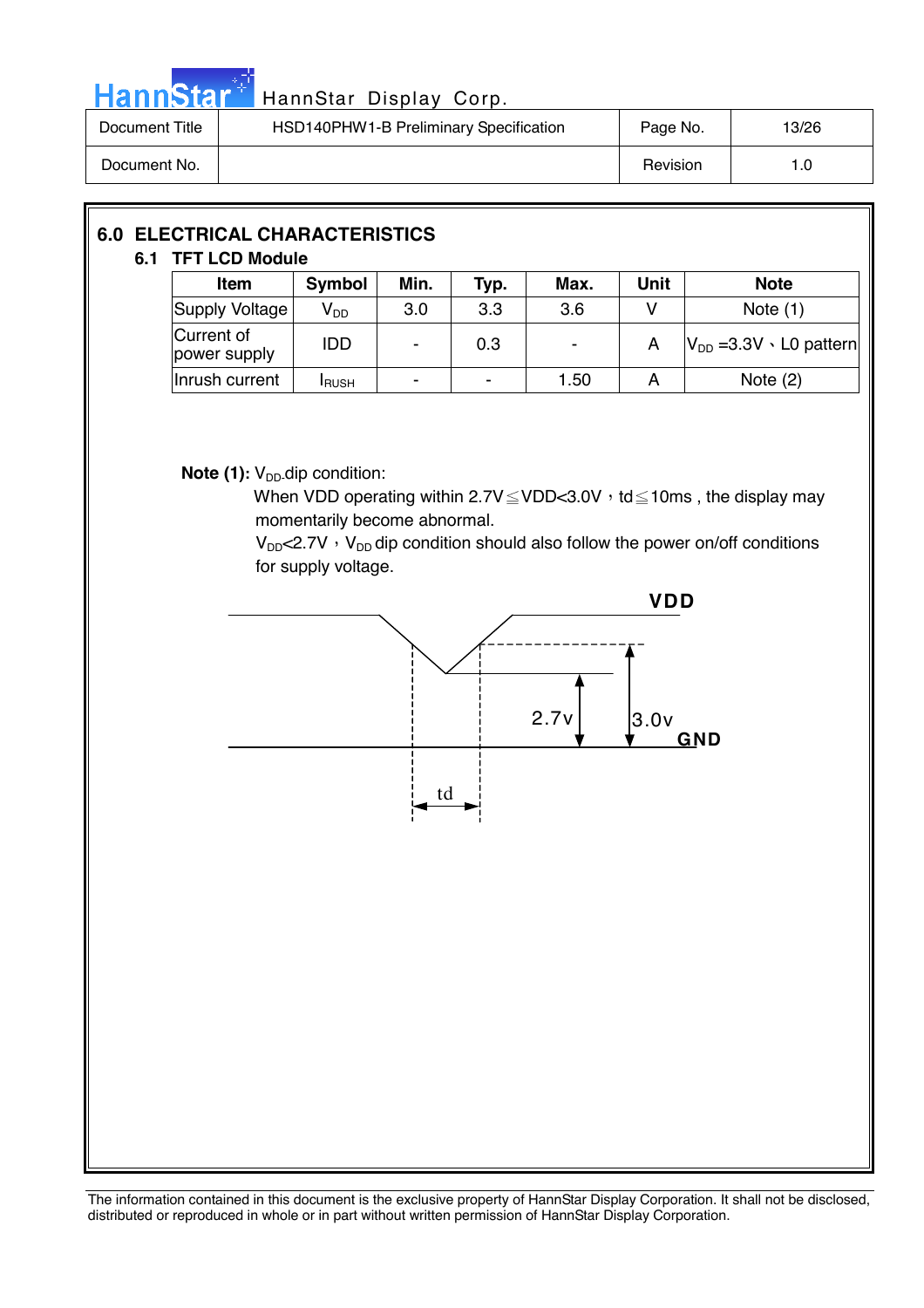## 6.0 ELECTRICAL CHARACTERISTICS

### 6.1 TFT LCD Module

| Item | Symbol | Min. | Typ. | Max. | Unit | Note |
|---|---|---|---|---|---|---|
| Supply Voltage | $V_{DD}$ | 3.0 | 3.3 | 3.6 | V | Note (1) |
| Current of power supply | IDD | - | 0.3 | - | A | $V_{DD}$ =3.3V、L0 pattern |
| Inrush current | $I_{RUSH}$ | - | - | 1.50 | A | Note (2) |

**Note (1):** $V_{DD}$ dip condition:

When VDD operating within 2.7V≦VDD<3.0V，td≦10ms , the display may momentarily become abnormal.

$V_{DD}$<2.7V，$V_{DD}$ dip condition should also follow the power on/off conditions for supply voltage.

VDD

2.7v

3.0v

GND

td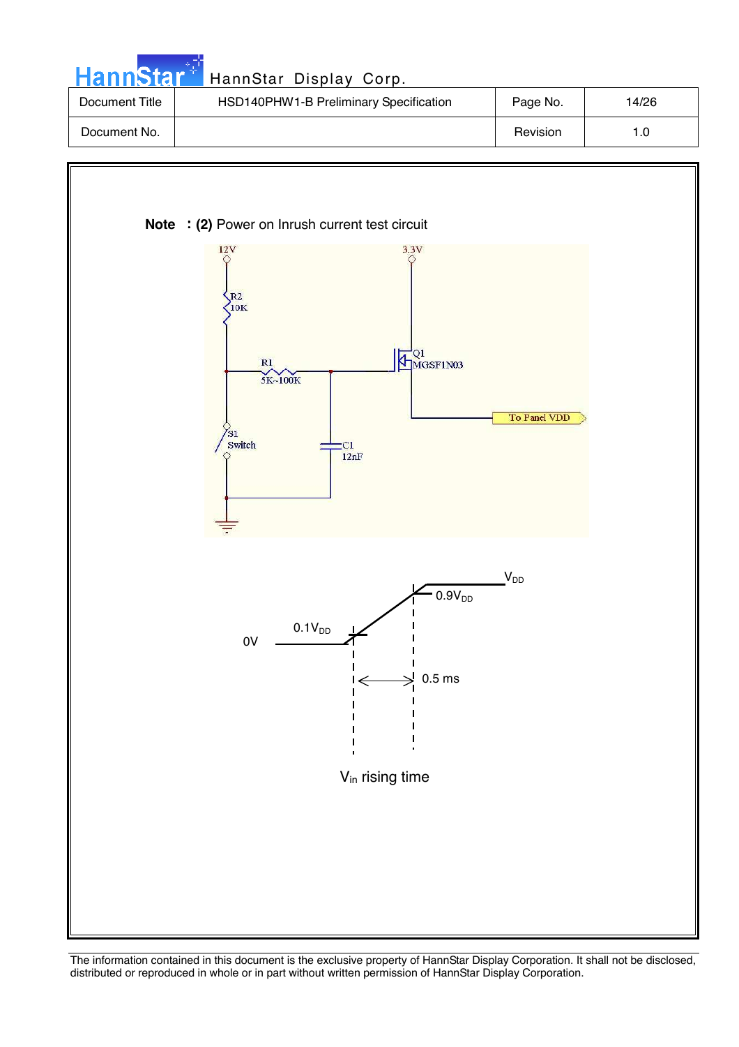**Note : (2)** Power on Inrush current test circuit

12V

R2
10K

R1
5K~100K

3.3V

Q1
MGSF1N03

To Panel VDD

S1
Switch

C1
12nF

$V_{DD}$

$0.9V_{DD}$

$0.1V_{DD}$

0V

0.5 ms

$V_{in}$ rising time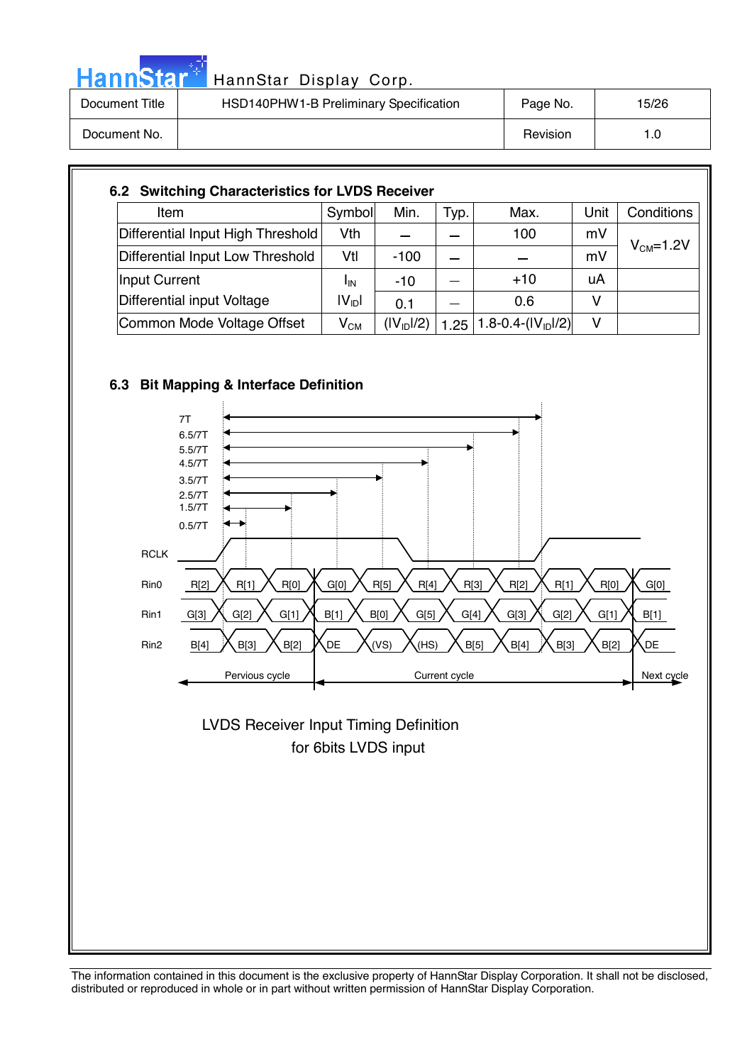## 6.2 Switching Characteristics for LVDS Receiver

| Item | Symbol | Min. | Typ. | Max. | Unit | Conditions |
|---|---|---|---|---|---|---|
| Differential Input High Threshold | Vth | – | – | 100 | mV | $V_{CM}$=1.2V |
| Differential Input Low Threshold | Vtl | -100 | – | – | mV | |
| Input Current | $I_{IN}$ | -10 | — | +10 | uA | |
| Differential input Voltage | $\lvert V_{ID} \rvert$ | 0.1 | — | 0.6 | V | |
| Common Mode Voltage Offset | $V_{CM}$ | $(\lvert V_{ID} \rvert/2)$ | 1.25 | $1.8-0.4-(\lvert V_{ID} \rvert/2)$ | V | |

## 6.3 Bit Mapping & Interface Definition

7T
6.5/7T
5.5/7T
4.5/7T
3.5/7T
2.5/7T
1.5/7T
0.5/7T

RCLK

| | Pervious cycle | | | Current cycle | | | | | | | Next cycle | |
|---|---|---|---|---|---|---|---|---|---|---|---|---|
| Rin0 | R[2] | R[1] | R[0] | G[0] | R[5] | R[4] | R[3] | R[2] | R[1] | R[0] | G[0] |
| Rin1 | G[3] | G[2] | G[1] | B[1] | B[0] | G[5] | G[4] | G[3] | G[2] | G[1] | B[1] |
| Rin2 | B[4] | B[3] | B[2] | DE | (VS) | (HS) | B[5] | B[4] | B[3] | B[2] | DE |

LVDS Receiver Input Timing Definition
for 6bits LVDS input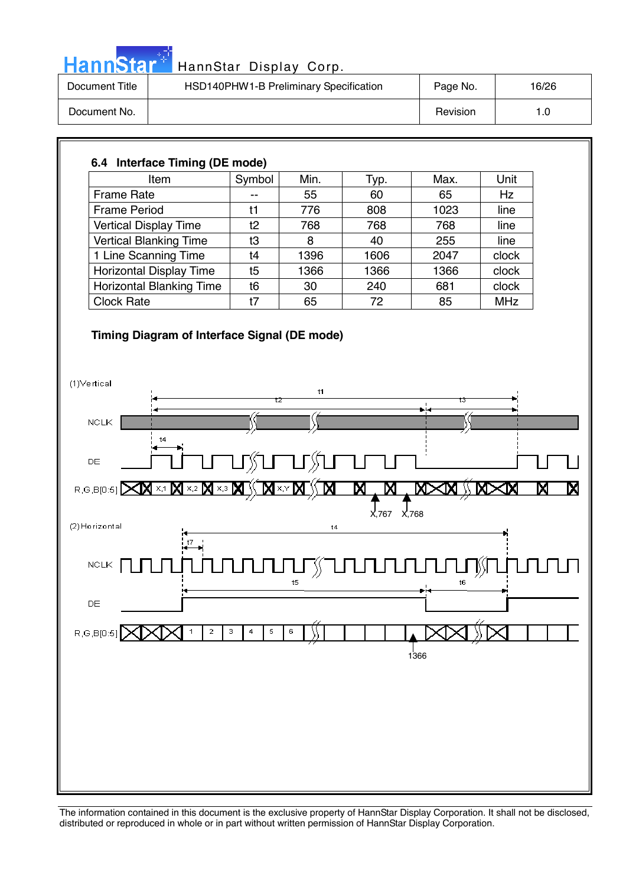## 6.4 Interface Timing (DE mode)

| Item | Symbol | Min. | Typ. | Max. | Unit |
|---|---|---|---|---|---|
| Frame Rate | -- | 55 | 60 | 65 | Hz |
| Frame Period | t1 | 776 | 808 | 1023 | line |
| Vertical Display Time | t2 | 768 | 768 | 768 | line |
| Vertical Blanking Time | t3 | 8 | 40 | 255 | line |
| 1 Line Scanning Time | t4 | 1396 | 1606 | 2047 | clock |
| Horizontal Display Time | t5 | 1366 | 1366 | 1366 | clock |
| Horizontal Blanking Time | t6 | 30 | 240 | 681 | clock |
| Clock Rate | t7 | 65 | 72 | 85 | MHz |

**Timing Diagram of Interface Signal (DE mode)**

(1)Vertical

t1, t2, t3, t4

NCLK

DE

R,G,B[0:5] X,1 X,2 X,3 X,Y X,767 X,768

(2)Horizontal

t4, t7

NCLK

t5, t6

DE

R,G,B[0:5] 1 2 3 4 5 6 1366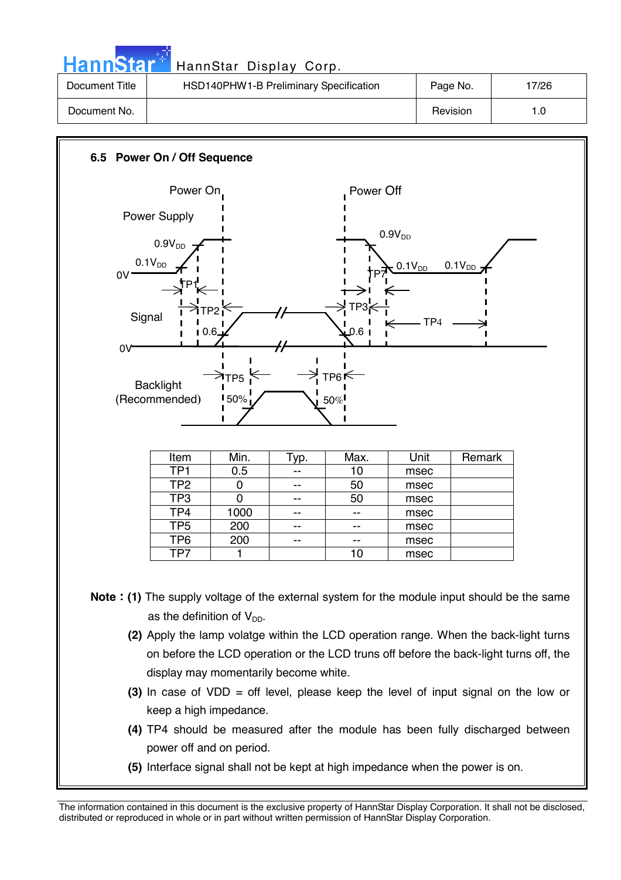| Document Title | HSD140PHW1-B Preliminary Specification | Page No. | 17/26 |
|---|---|---|---|
| Document No. | | Revision | 1.0 |

### 6.5 Power On / Off Sequence

Power On

Power Off

Power Supply

$0.9V_{DD}$

$0.1V_{DD}$

0V

TP1

TP2

TP3

TP4

TP7

Signal

0.6

0V

Backlight (Recommended)

TP5

TP6

50%

| Item | Min. | Typ. | Max. | Unit | Remark |
|---|---|---|---|---|---|
| TP1 | 0.5 | -- | 10 | msec | |
| TP2 | 0 | -- | 50 | msec | |
| TP3 | 0 | -- | 50 | msec | |
| TP4 | 1000 | -- | -- | msec | |
| TP5 | 200 | -- | -- | msec | |
| TP6 | 200 | -- | -- | msec | |
| TP7 | 1 | | 10 | msec | |

**Note : (1)** The supply voltage of the external system for the module input should be the same as the definition of $V_{DD}$.

**(2)** Apply the lamp volatge within the LCD operation range. When the back-light turns on before the LCD operation or the LCD truns off before the back-light turns off, the display may momentarily become white.

**(3)** In case of VDD = off level, please keep the level of input signal on the low or keep a high impedance.

**(4)** TP4 should be measured after the module has been fully discharged between power off and on period.

**(5)** Interface signal shall not be kept at high impedance when the power is on.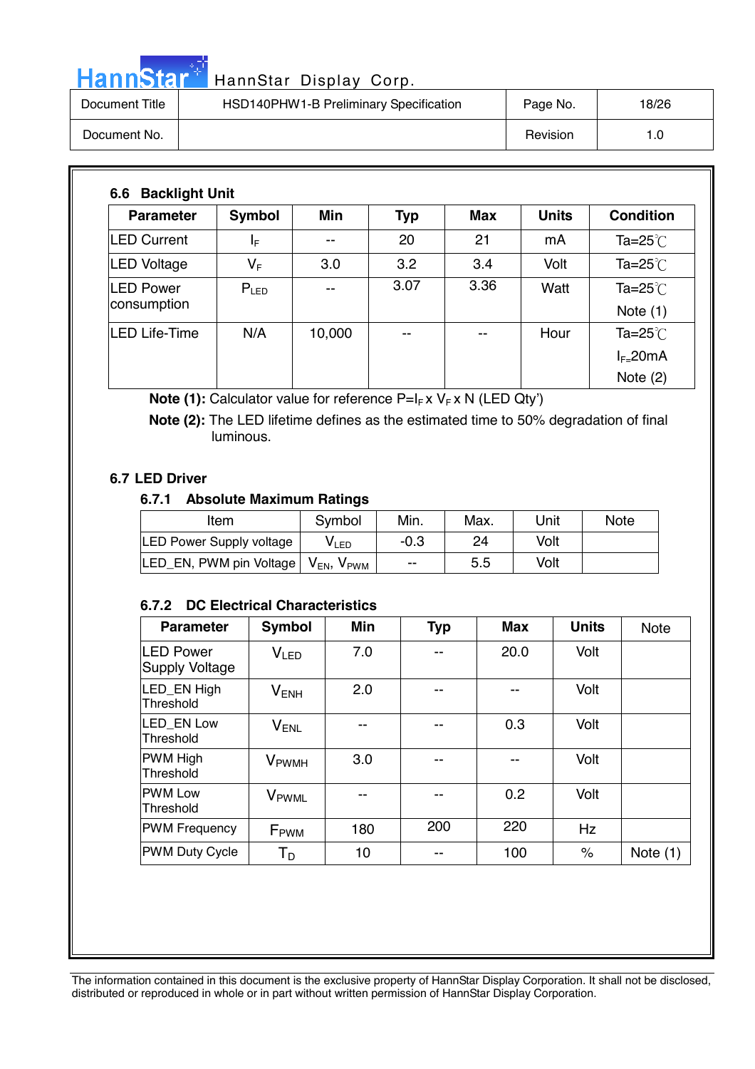### 6.6 Backlight Unit

| Parameter | Symbol | Min | Typ | Max | Units | Condition |
|---|---|---|---|---|---|---|
| LED Current | $I_F$ | -- | 20 | 21 | mA | Ta=25℃ |
| LED Voltage | $V_F$ | 3.0 | 3.2 | 3.4 | Volt | Ta=25℃ |
| LED Power consumption | $P_{LED}$ | -- | 3.07 | 3.36 | Watt | Ta=25℃ Note (1) |
| LED Life-Time | N/A | 10,000 | -- | -- | Hour | Ta=25℃ $I_F$=20mA Note (2) |

**Note (1):** Calculator value for reference P=$I_F$ x $V_F$ x N (LED Qty')

**Note (2):** The LED lifetime defines as the estimated time to 50% degradation of final luminous.

### 6.7 LED Driver

#### 6.7.1 Absolute Maximum Ratings

| Item | Symbol | Min. | Max. | Unit | Note |
|---|---|---|---|---|---|
| LED Power Supply voltage | $V_{LED}$ | -0.3 | 24 | Volt | |
| LED_EN, PWM pin Voltage | $V_{EN}$, $V_{PWM}$ | -- | 5.5 | Volt | |

#### 6.7.2 DC Electrical Characteristics

| Parameter | Symbol | Min | Typ | Max | Units | Note |
|---|---|---|---|---|---|---|
| LED Power Supply Voltage | $V_{LED}$ | 7.0 | -- | 20.0 | Volt | |
| LED_EN High Threshold | $V_{ENH}$ | 2.0 | -- | -- | Volt | |
| LED_EN Low Threshold | $V_{ENL}$ | -- | -- | 0.3 | Volt | |
| PWM High Threshold | $V_{PWMH}$ | 3.0 | -- | -- | Volt | |
| PWM Low Threshold | $V_{PWML}$ | -- | -- | 0.2 | Volt | |
| PWM Frequency | $F_{PWM}$ | 180 | 200 | 220 | Hz | |
| PWM Duty Cycle | $T_D$ | 10 | -- | 100 | % | Note (1) |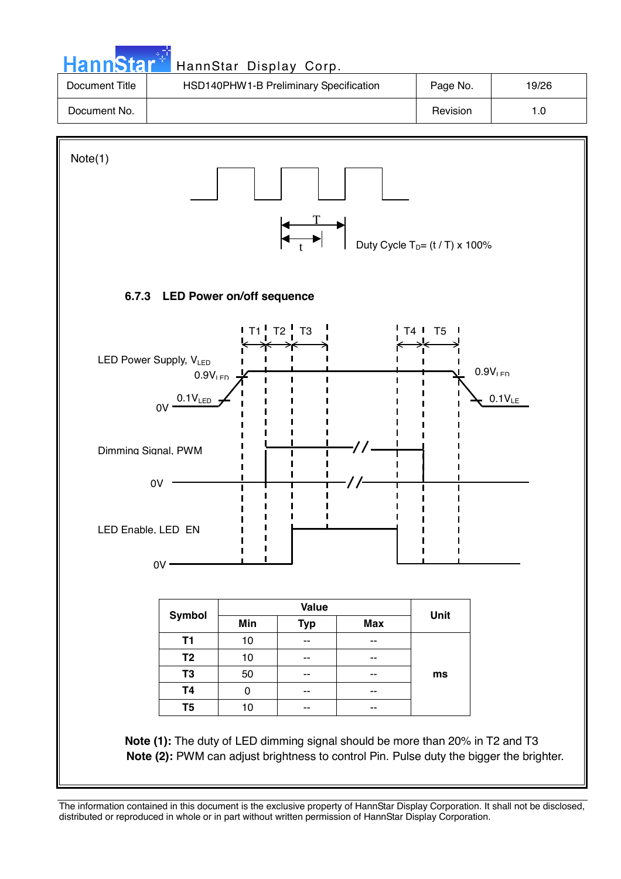Note(1)

T

t

Duty Cycle $T_D$= (t / T) x 100%

### 6.7.3 LED Power on/off sequence

T1 T2 T3 T4 T5

LED Power Supply, $V_{LED}$

$0.9V_{LED}$

$0.1V_{LED}$

0V

$0.9V_{LED}$

$0.1V_{LED}$

Dimming Signal, PWM

0V

LED Enable, LED_EN

0V

| Symbol | Value | | | Unit |
|---|---|---|---|---|
| | Min | Typ | Max | |
| T1 | 10 | -- | -- | ms |
| T2 | 10 | -- | -- | ms |
| T3 | 50 | -- | -- | ms |
| T4 | 0 | -- | -- | ms |
| T5 | 10 | -- | -- | ms |

**Note (1):** The duty of LED dimming signal should be more than 20% in T2 and T3

**Note (2):** PWM can adjust brightness to control Pin. Pulse duty the bigger the brighter.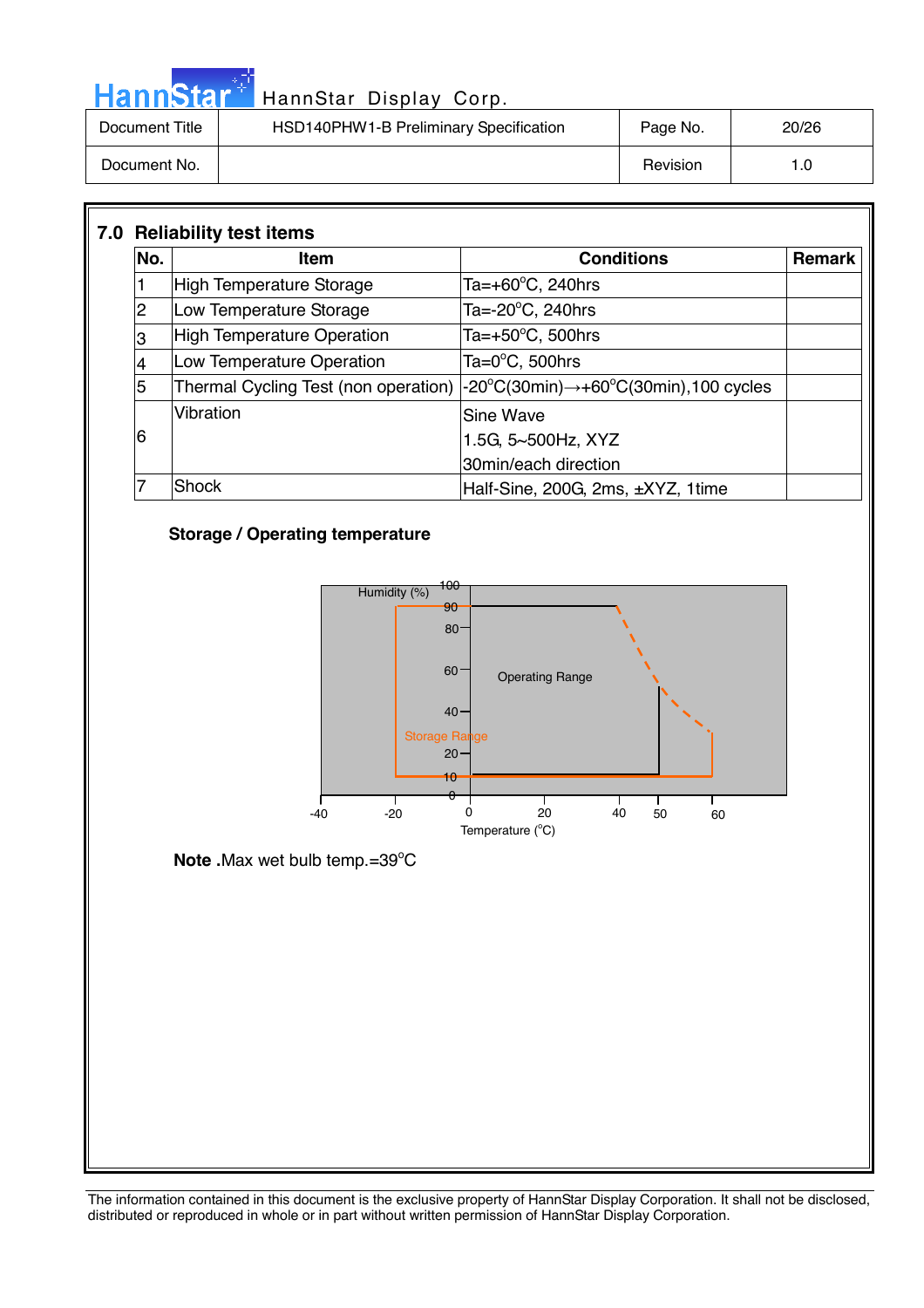## 7.0 Reliability test items

| No. | Item | Conditions | Remark |
|---|---|---|---|
| 1 | High Temperature Storage | Ta=+60°C, 240hrs | |
| 2 | Low Temperature Storage | Ta=-20°C, 240hrs | |
| 3 | High Temperature Operation | Ta=+50°C, 500hrs | |
| 4 | Low Temperature Operation | Ta=0°C, 500hrs | |
| 5 | Thermal Cycling Test (non operation) | -20°C(30min)→+60°C(30min),100 cycles | |
| 6 | Vibration | Sine Wave<br>1.5G, 5~500Hz, XYZ<br>30min/each direction | |
| 7 | Shock | Half-Sine, 200G, 2ms, ±XYZ, 1time | |

**Storage / Operating temperature**

Humidity (%)

100
90
80
60
40
20
10
0

Operating Range

Storage Range

-40 -20 0 20 40 50 60

Temperature (°C)

**Note .**Max wet bulb temp.=39°C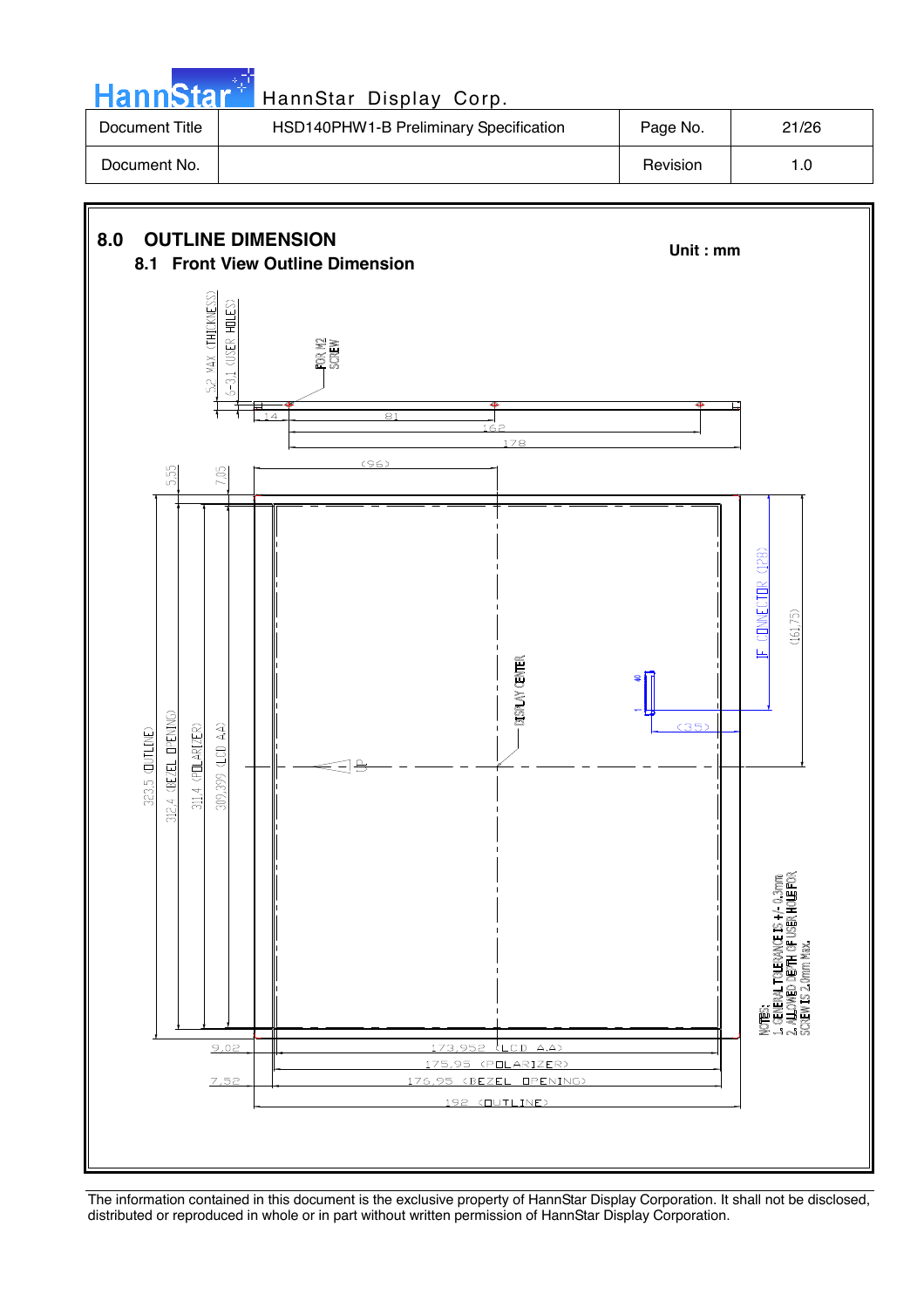# 8.0 OUTLINE DIMENSION

## 8.1 Front View Outline Dimension

Unit : mm

5.2 MAX (THICKNESS)

6-3.1 (USER HOLES)

FOR M2 SCREW

14

81

162

178

(96)

5.55

7.05

323.5 (OUTLINE)

312.4 (BEZEL OPENING)

311.4 (POLARIZER)

309.399 (LCD AA)

DISPLAY CENTER

UP

IF CONNECTOR (128)

(161.75)

(35)

9.02

7.52

173.952 (LCD A.A)

175.95 (POLARIZER)

176.95 (BEZEL OPENING)

192 (OUTLINE)

NOTES:
1. GENERAL TOLERANCE IS +/- 0.3mm
2. ALLOWED DEPTH OF USER HOLE FOR SCREW IS 2.0mm Max.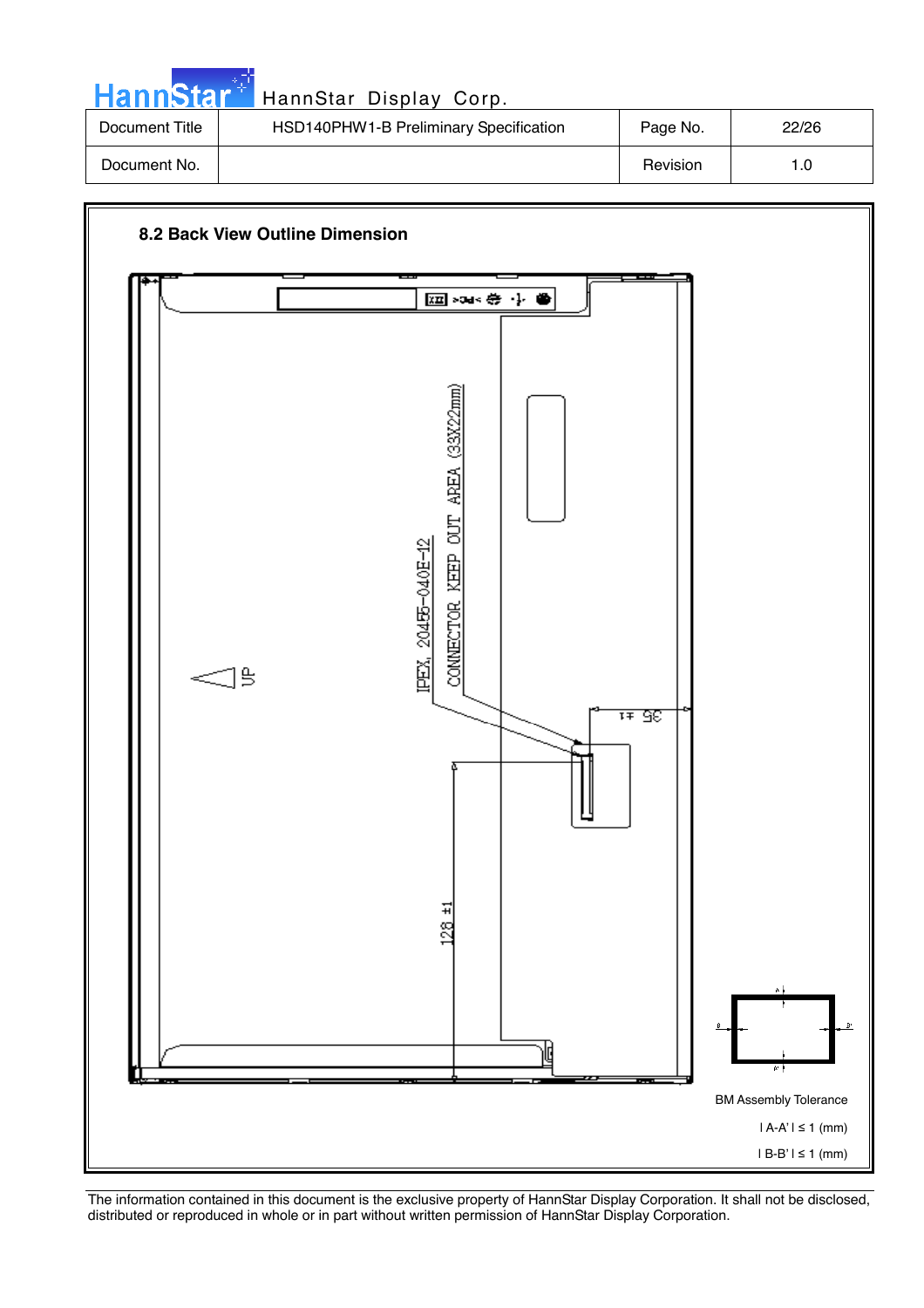| Document Title | HSD140PHW1-B Preliminary Specification | Page No. | 22/26 |
| --- | --- | --- | --- |
| Document No. | | Revision | 1.0 |

## 8.2 Back View Outline Dimension

IPEX, 20455-040E-12

CONNECTOR KEEP OUT AREA (33X22mm)

UP

35 ±1

128 ±1

BM Assembly Tolerance

| A-A' | ≤ 1 (mm)

| B-B' | ≤ 1 (mm)

The information contained in this document is the exclusive property of HannStar Display Corporation. It shall not be disclosed, distributed or reproduced in whole or in part without written permission of HannStar Display Corporation.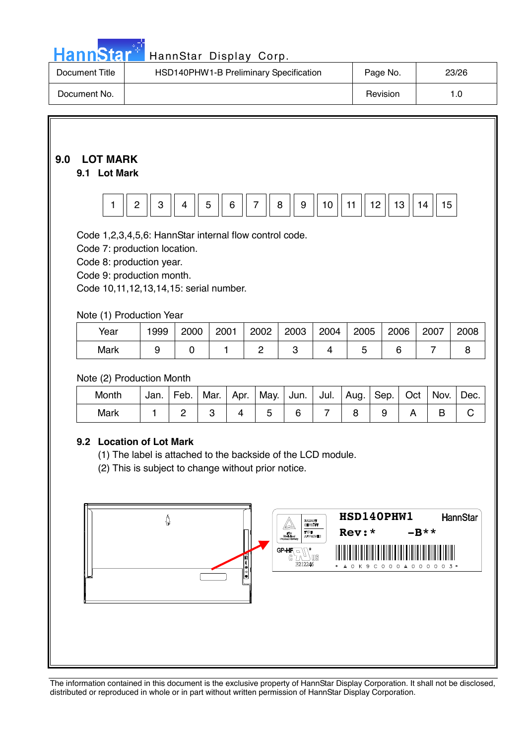## 9.0 LOT MARK

### 9.1 Lot Mark

| 1 | 2 | 3 | 4 | 5 | 6 | 7 | 8 | 9 | 10 | 11 | 12 | 13 | 14 | 15 |
|---|---|---|---|---|---|---|---|---|---|---|---|---|---|---|

Code 1,2,3,4,5,6: HannStar internal flow control code.
Code 7: production location.
Code 8: production year.
Code 9: production month.
Code 10,11,12,13,14,15: serial number.

Note (1) Production Year

| Year | 1999 | 2000 | 2001 | 2002 | 2003 | 2004 | 2005 | 2006 | 2007 | 2008 |
|---|---|---|---|---|---|---|---|---|---|---|
| Mark | 9 | 0 | 1 | 2 | 3 | 4 | 5 | 6 | 7 | 8 |

Note (2) Production Month

| Month | Jan. | Feb. | Mar. | Apr. | May. | Jun. | Jul. | Aug. | Sep. | Oct | Nov. | Dec. |
|---|---|---|---|---|---|---|---|---|---|---|---|---|
| Mark | 1 | 2 | 3 | 4 | 5 | 6 | 7 | 8 | 9 | A | B | C |

### 9.2 Location of Lot Mark

(1) The label is attached to the backside of the LCD module.
(2) This is subject to change without prior notice.

HSD140PHW1 HannStar
Rev:* -B**
GP-HF E212246
* A 0 K 9 C 0 0 0 A 0 0 0 0 0 3 *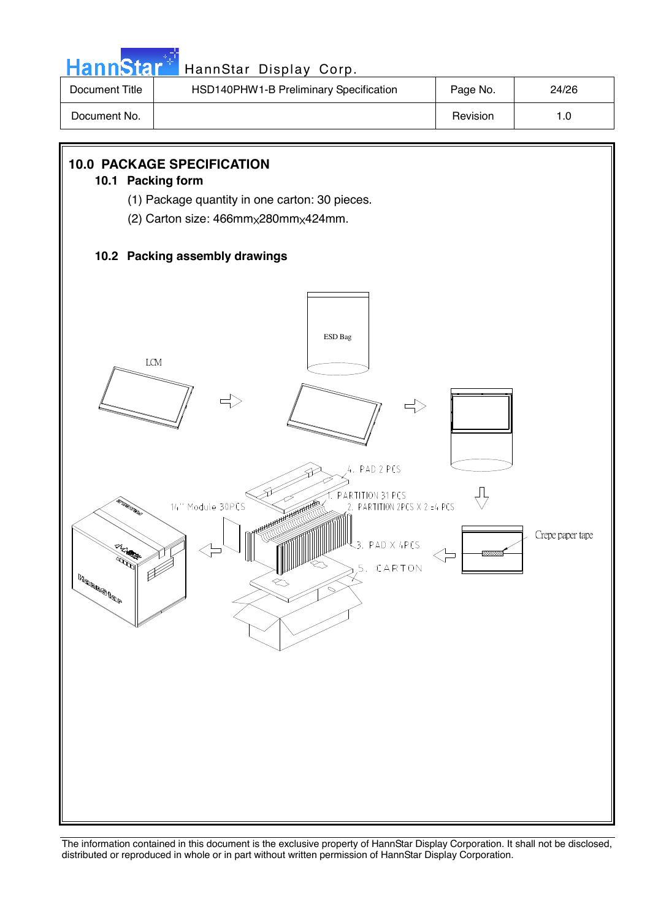## 10.0 PACKAGE SPECIFICATION

### 10.1 Packing form

(1) Package quantity in one carton: 30 pieces.

(2) Carton size: 466mm x 280mm x 424mm.

### 10.2 Packing assembly drawings

LCM

ESD Bag

4. PAD 2 PCS

1. PARTITION 31 PCS

2. PARTITION 2PCS X 2 =4 PCS

14" Module 30PCS

3. PAD X 4PCS

5. CARTON

Crepe paper tape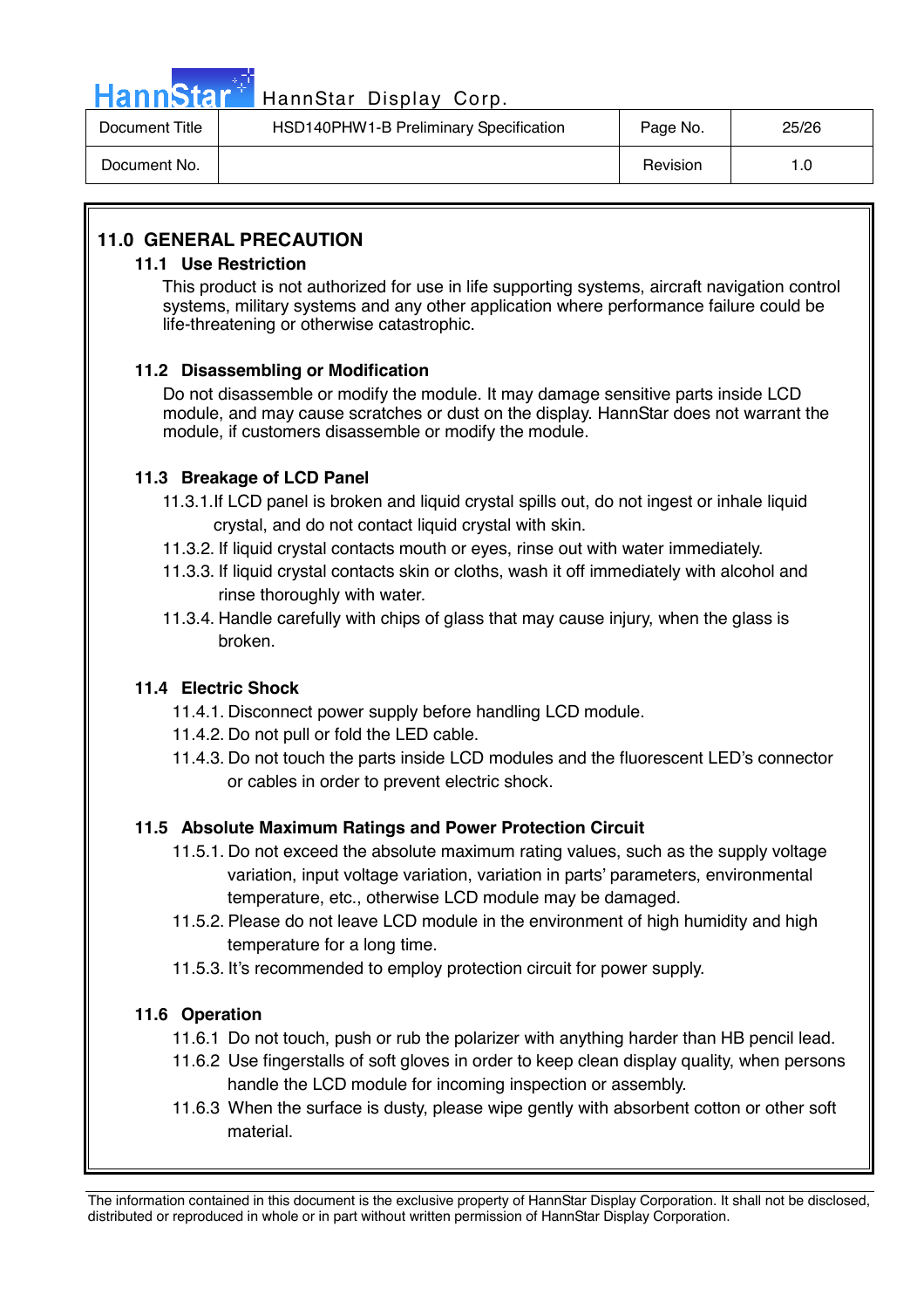## 11.0 GENERAL PRECAUTION

### 11.1 Use Restriction

This product is not authorized for use in life supporting systems, aircraft navigation control systems, military systems and any other application where performance failure could be life-threatening or otherwise catastrophic.

### 11.2 Disassembling or Modification

Do not disassemble or modify the module. It may damage sensitive parts inside LCD module, and may cause scratches or dust on the display. HannStar does not warrant the module, if customers disassemble or modify the module.

### 11.3 Breakage of LCD Panel

11.3.1.If LCD panel is broken and liquid crystal spills out, do not ingest or inhale liquid crystal, and do not contact liquid crystal with skin.

11.3.2. If liquid crystal contacts mouth or eyes, rinse out with water immediately.

11.3.3. If liquid crystal contacts skin or cloths, wash it off immediately with alcohol and rinse thoroughly with water.

11.3.4. Handle carefully with chips of glass that may cause injury, when the glass is broken.

### 11.4 Electric Shock

11.4.1. Disconnect power supply before handling LCD module.

11.4.2. Do not pull or fold the LED cable.

11.4.3. Do not touch the parts inside LCD modules and the fluorescent LED's connector or cables in order to prevent electric shock.

### 11.5 Absolute Maximum Ratings and Power Protection Circuit

11.5.1. Do not exceed the absolute maximum rating values, such as the supply voltage variation, input voltage variation, variation in parts' parameters, environmental temperature, etc., otherwise LCD module may be damaged.

11.5.2. Please do not leave LCD module in the environment of high humidity and high temperature for a long time.

11.5.3. It's recommended to employ protection circuit for power supply.

### 11.6 Operation

11.6.1 Do not touch, push or rub the polarizer with anything harder than HB pencil lead.

11.6.2 Use fingerstalls of soft gloves in order to keep clean display quality, when persons handle the LCD module for incoming inspection or assembly.

11.6.3 When the surface is dusty, please wipe gently with absorbent cotton or other soft material.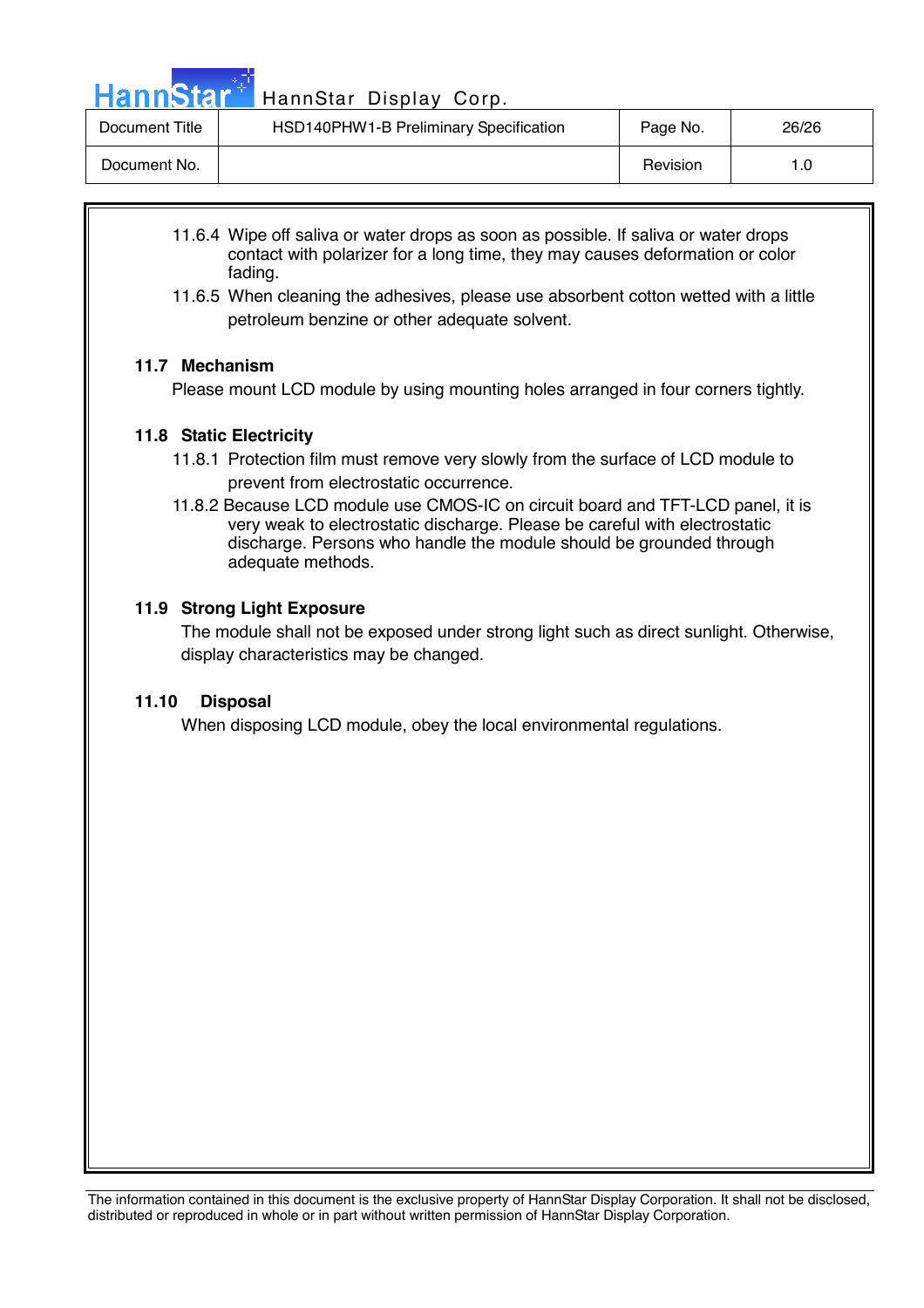11.6.4 Wipe off saliva or water drops as soon as possible. If saliva or water drops contact with polarizer for a long time, they may causes deformation or color fading.

11.6.5 When cleaning the adhesives, please use absorbent cotton wetted with a little petroleum benzine or other adequate solvent.

## 11.7 Mechanism

Please mount LCD module by using mounting holes arranged in four corners tightly.

## 11.8 Static Electricity

11.8.1 Protection film must remove very slowly from the surface of LCD module to prevent from electrostatic occurrence.

11.8.2 Because LCD module use CMOS-IC on circuit board and TFT-LCD panel, it is very weak to electrostatic discharge. Please be careful with electrostatic discharge. Persons who handle the module should be grounded through adequate methods.

## 11.9 Strong Light Exposure

The module shall not be exposed under strong light such as direct sunlight. Otherwise, display characteristics may be changed.

## 11.10 Disposal

When disposing LCD module, obey the local environmental regulations.